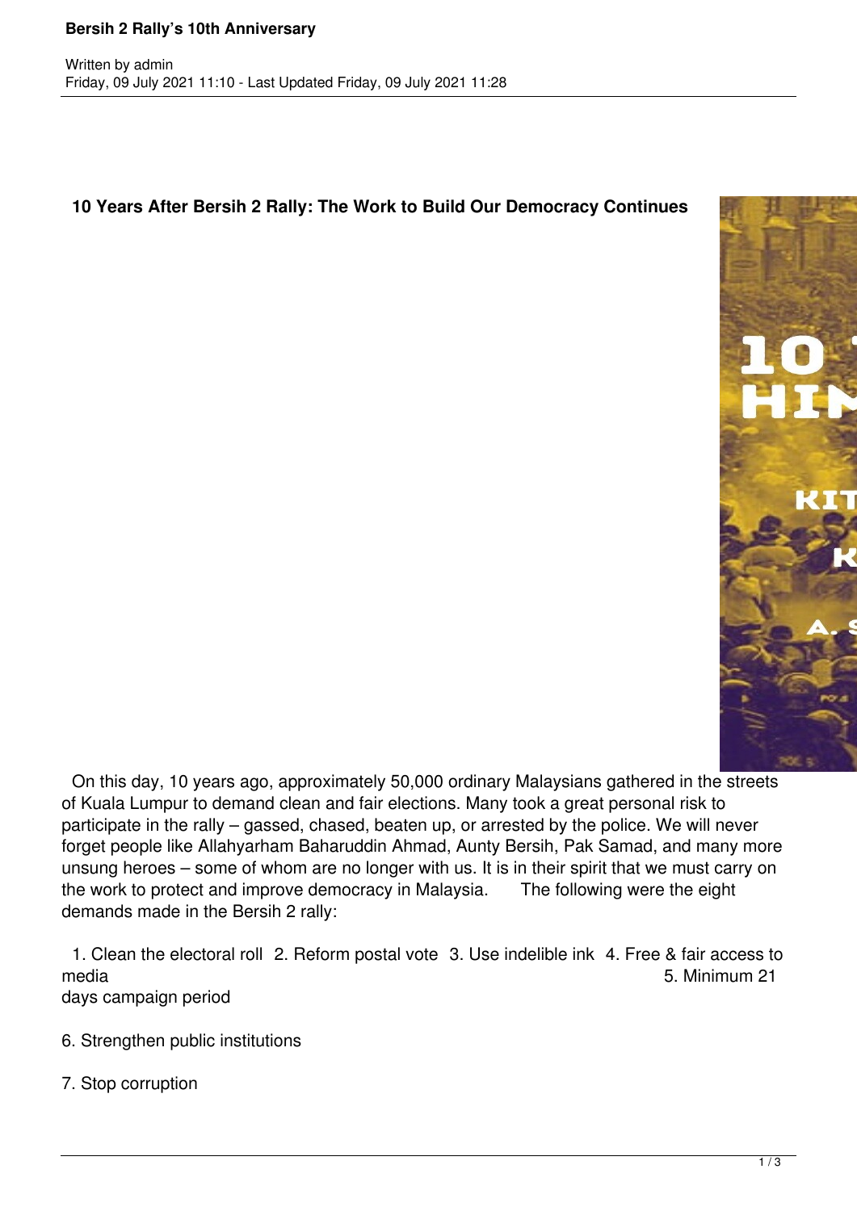# Bersih 2 Rally's 10th Anniversary

Written by admin
Friday, 09 July 2021 11:10 - Last Updated Friday, 09 July 2021 11:28

## 10 Years After Bersih 2 Rally: The Work to Build Our Democracy Continues

On this day, 10 years ago, approximately 50,000 ordinary Malaysians gathered in the streets of Kuala Lumpur to demand clean and fair elections. Many took a great personal risk to participate in the rally – gassed, chased, beaten up, or arrested by the police. We will never forget people like Allahyarham Baharuddin Ahmad, Aunty Bersih, Pak Samad, and many more unsung heroes – some of whom are no longer with us. It is in their spirit that we must carry on the work to protect and improve democracy in Malaysia.

The following were the eight demands made in the Bersih 2 rally:

1. Clean the electoral roll
2. Reform postal vote
3. Use indelible ink
4. Free & fair access to media
5. Minimum 21 days campaign period
6. Strengthen public institutions
7. Stop corruption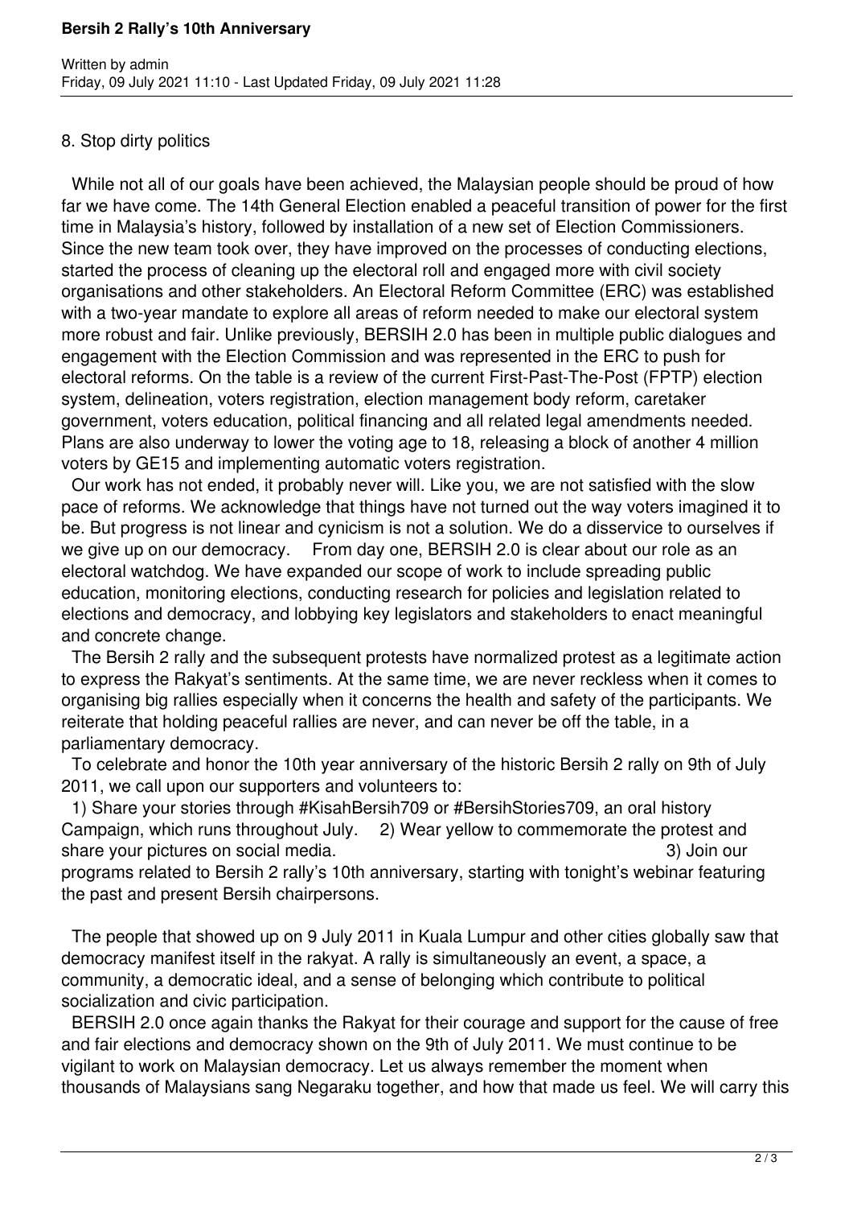8. Stop dirty politics

While not all of our goals have been achieved, the Malaysian people should be proud of how far we have come. The 14th General Election enabled a peaceful transition of power for the first time in Malaysia's history, followed by installation of a new set of Election Commissioners. Since the new team took over, they have improved on the processes of conducting elections, started the process of cleaning up the electoral roll and engaged more with civil society organisations and other stakeholders. An Electoral Reform Committee (ERC) was established with a two-year mandate to explore all areas of reform needed to make our electoral system more robust and fair. Unlike previously, BERSIH 2.0 has been in multiple public dialogues and engagement with the Election Commission and was represented in the ERC to push for electoral reforms. On the table is a review of the current First-Past-The-Post (FPTP) election system, delineation, voters registration, election management body reform, caretaker government, voters education, political financing and all related legal amendments needed. Plans are also underway to lower the voting age to 18, releasing a block of another 4 million voters by GE15 and implementing automatic voters registration.

Our work has not ended, it probably never will. Like you, we are not satisfied with the slow pace of reforms. We acknowledge that things have not turned out the way voters imagined it to be. But progress is not linear and cynicism is not a solution. We do a disservice to ourselves if we give up on our democracy. From day one, BERSIH 2.0 is clear about our role as an electoral watchdog. We have expanded our scope of work to include spreading public education, monitoring elections, conducting research for policies and legislation related to elections and democracy, and lobbying key legislators and stakeholders to enact meaningful and concrete change.

The Bersih 2 rally and the subsequent protests have normalized protest as a legitimate action to express the Rakyat's sentiments. At the same time, we are never reckless when it comes to organising big rallies especially when it concerns the health and safety of the participants. We reiterate that holding peaceful rallies are never, and can never be off the table, in a parliamentary democracy.

To celebrate and honor the 10th year anniversary of the historic Bersih 2 rally on 9th of July 2011, we call upon our supporters and volunteers to:

1) Share your stories through #KisahBersih709 or #BersihStories709, an oral history Campaign, which runs throughout July. 2) Wear yellow to commemorate the protest and share your pictures on social media. 3) Join our programs related to Bersih 2 rally's 10th anniversary, starting with tonight's webinar featuring the past and present Bersih chairpersons.

The people that showed up on 9 July 2011 in Kuala Lumpur and other cities globally saw that democracy manifest itself in the rakyat. A rally is simultaneously an event, a space, a community, a democratic ideal, and a sense of belonging which contribute to political socialization and civic participation.

BERSIH 2.0 once again thanks the Rakyat for their courage and support for the cause of free and fair elections and democracy shown on the 9th of July 2011. We must continue to be vigilant to work on Malaysian democracy. Let us always remember the moment when thousands of Malaysians sang Negaraku together, and how that made us feel. We will carry this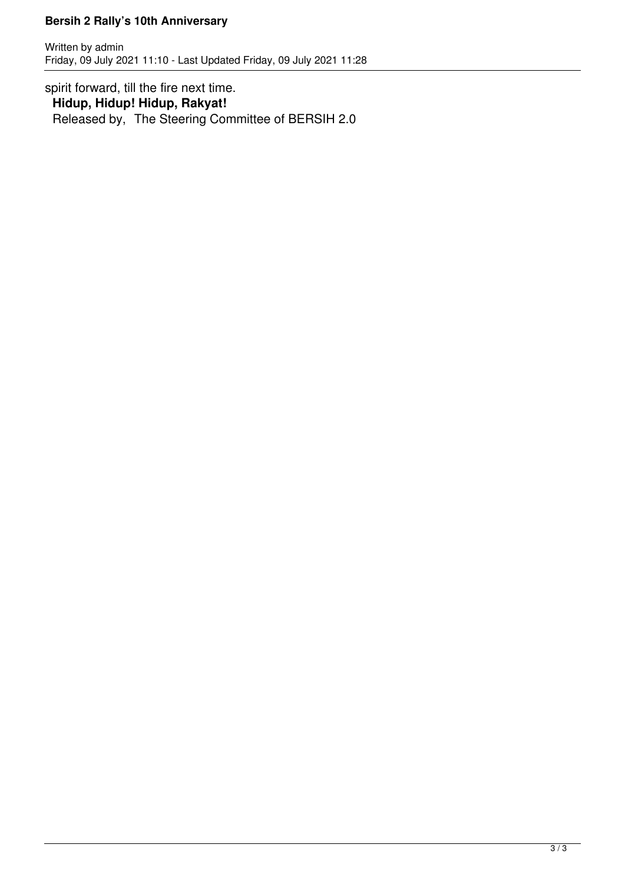spirit forward, till the fire next time.

**Hidup, Hidup! Hidup, Rakyat!**

Released by, The Steering Committee of BERSIH 2.0